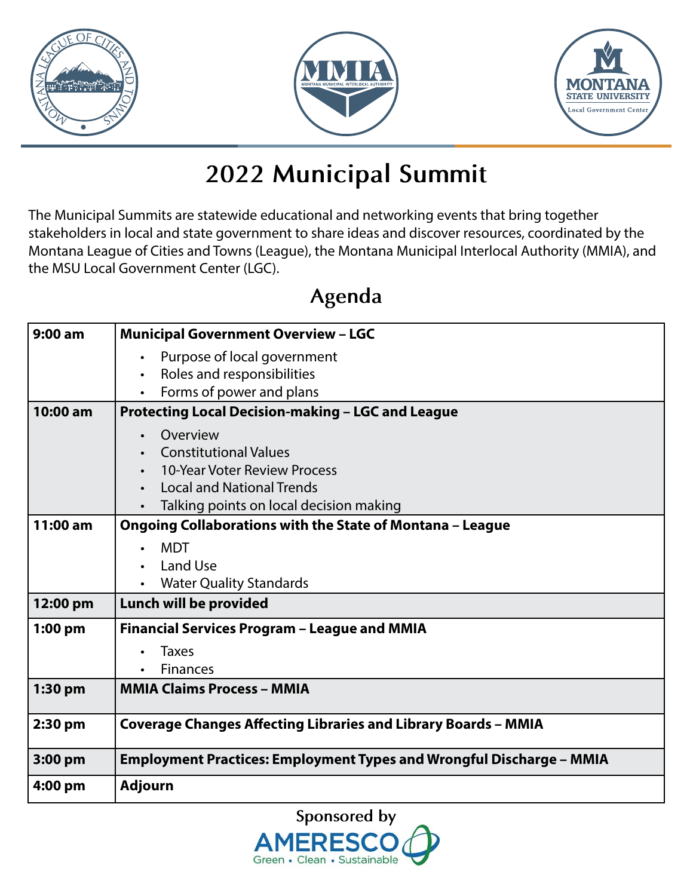# 2022 Municipal Summit

The Municipal Summits are statewide educational and networking events that bring together stakeholders in local and state government to share ideas and discover resources, coordinated by the Montana League of Cities and Towns (League), the Montana Municipal Interlocal Authority (MMIA), and the MSU Local Government Center (LGC).

## Agenda

| Time | Session |
|---|---|
| **9:00 am** | **Municipal Government Overview – LGC**<br>• Purpose of local government<br>• Roles and responsibilities<br>• Forms of power and plans |
| **10:00 am** | **Protecting Local Decision-making – LGC and League**<br>• Overview<br>• Constitutional Values<br>• 10-Year Voter Review Process<br>• Local and National Trends<br>• Talking points on local decision making |
| **11:00 am** | **Ongoing Collaborations with the State of Montana – League**<br>• MDT<br>• Land Use<br>• Water Quality Standards |
| **12:00 pm** | **Lunch will be provided** |
| **1:00 pm** | **Financial Services Program – League and MMIA**<br>• Taxes<br>• Finances |
| **1:30 pm** | **MMIA Claims Process – MMIA** |
| **2:30 pm** | **Coverage Changes Affecting Libraries and Library Boards – MMIA** |
| **3:00 pm** | **Employment Practices: Employment Types and Wrongful Discharge – MMIA** |
| **4:00 pm** | **Adjourn** |

Sponsored by

AMERESCO
Green • Clean • Sustainable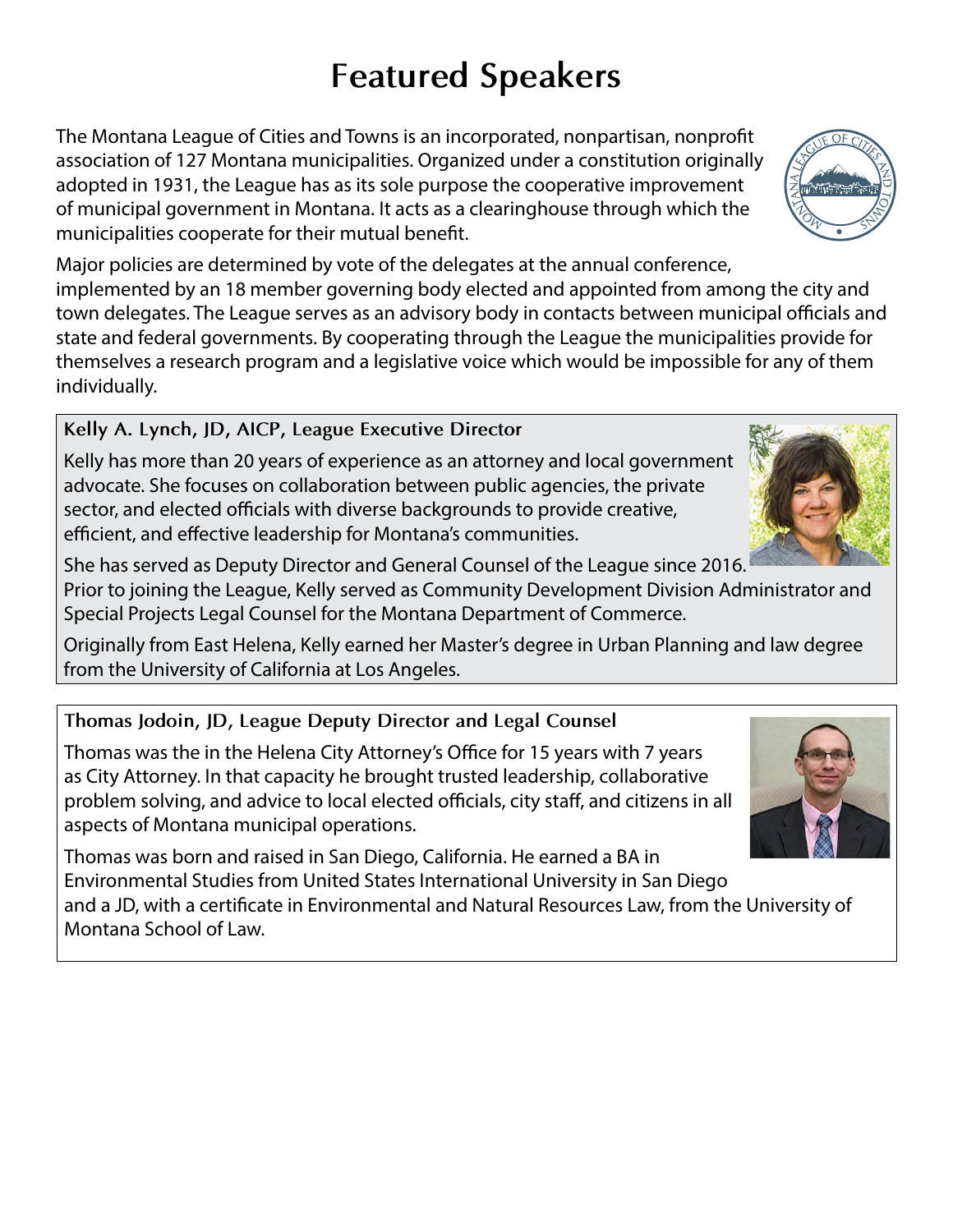# Featured Speakers

The Montana League of Cities and Towns is an incorporated, nonpartisan, nonprofit association of 127 Montana municipalities. Organized under a constitution originally adopted in 1931, the League has as its sole purpose the cooperative improvement of municipal government in Montana. It acts as a clearinghouse through which the municipalities cooperate for their mutual benefit.

Major policies are determined by vote of the delegates at the annual conference, implemented by an 18 member governing body elected and appointed from among the city and town delegates. The League serves as an advisory body in contacts between municipal officials and state and federal governments. By cooperating through the League the municipalities provide for themselves a research program and a legislative voice which would be impossible for any of them individually.

### Kelly A. Lynch, JD, AICP, League Executive Director

Kelly has more than 20 years of experience as an attorney and local government advocate. She focuses on collaboration between public agencies, the private sector, and elected officials with diverse backgrounds to provide creative, efficient, and effective leadership for Montana's communities.

She has served as Deputy Director and General Counsel of the League since 2016. Prior to joining the League, Kelly served as Community Development Division Administrator and Special Projects Legal Counsel for the Montana Department of Commerce.

Originally from East Helena, Kelly earned her Master's degree in Urban Planning and law degree from the University of California at Los Angeles.

### Thomas Jodoin, JD, League Deputy Director and Legal Counsel

Thomas was the in the Helena City Attorney's Office for 15 years with 7 years as City Attorney. In that capacity he brought trusted leadership, collaborative problem solving, and advice to local elected officials, city staff, and citizens in all aspects of Montana municipal operations.

Thomas was born and raised in San Diego, California. He earned a BA in Environmental Studies from United States International University in San Diego and a JD, with a certificate in Environmental and Natural Resources Law, from the University of Montana School of Law.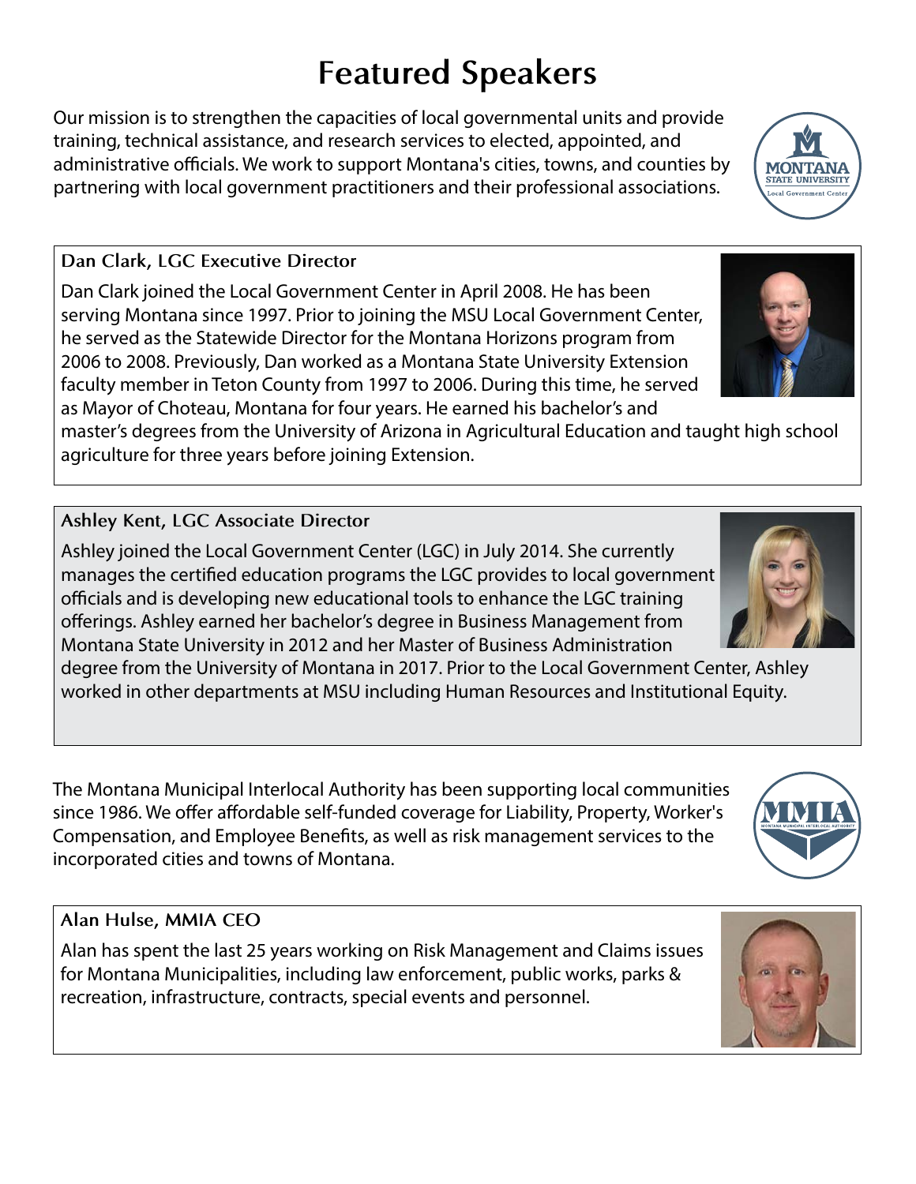# Featured Speakers

Our mission is to strengthen the capacities of local governmental units and provide training, technical assistance, and research services to elected, appointed, and administrative officials. We work to support Montana's cities, towns, and counties by partnering with local government practitioners and their professional associations.

### Dan Clark, LGC Executive Director

Dan Clark joined the Local Government Center in April 2008. He has been serving Montana since 1997. Prior to joining the MSU Local Government Center, he served as the Statewide Director for the Montana Horizons program from 2006 to 2008. Previously, Dan worked as a Montana State University Extension faculty member in Teton County from 1997 to 2006. During this time, he served as Mayor of Choteau, Montana for four years. He earned his bachelor's and master's degrees from the University of Arizona in Agricultural Education and taught high school agriculture for three years before joining Extension.

### Ashley Kent, LGC Associate Director

Ashley joined the Local Government Center (LGC) in July 2014. She currently manages the certified education programs the LGC provides to local government officials and is developing new educational tools to enhance the LGC training offerings. Ashley earned her bachelor's degree in Business Management from Montana State University in 2012 and her Master of Business Administration degree from the University of Montana in 2017. Prior to the Local Government Center, Ashley worked in other departments at MSU including Human Resources and Institutional Equity.

The Montana Municipal Interlocal Authority has been supporting local communities since 1986. We offer affordable self-funded coverage for Liability, Property, Worker's Compensation, and Employee Benefits, as well as risk management services to the incorporated cities and towns of Montana.

### Alan Hulse, MMIA CEO

Alan has spent the last 25 years working on Risk Management and Claims issues for Montana Municipalities, including law enforcement, public works, parks & recreation, infrastructure, contracts, special events and personnel.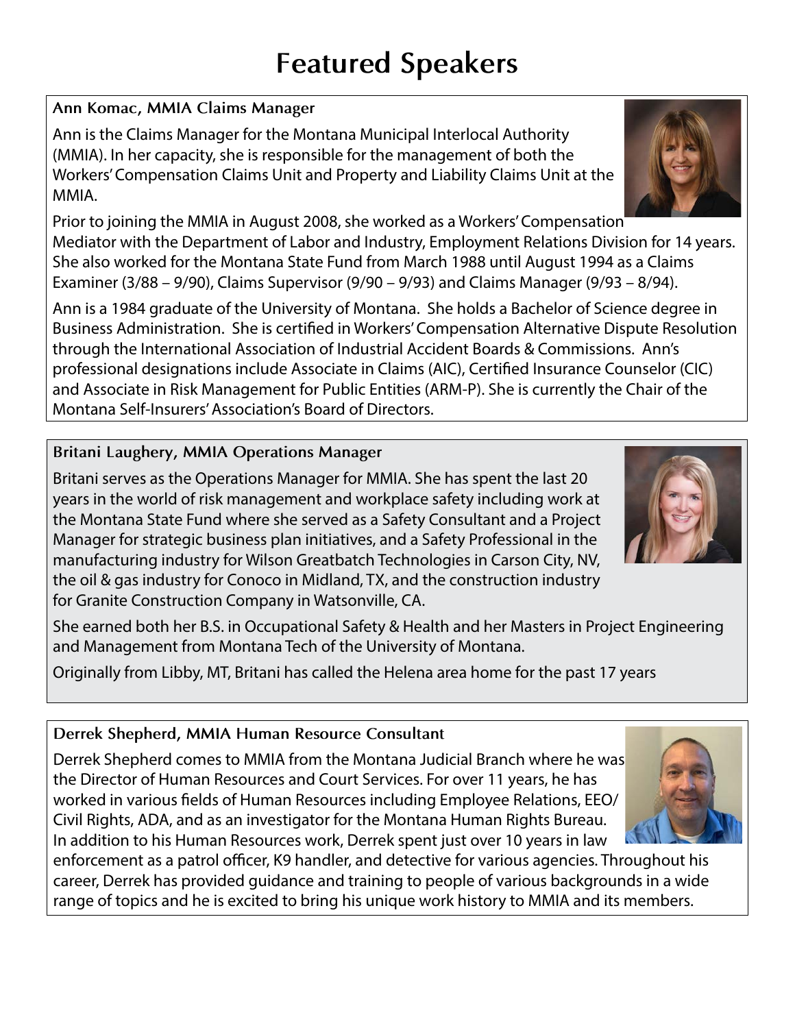# Featured Speakers

### Ann Komac, MMIA Claims Manager

Ann is the Claims Manager for the Montana Municipal Interlocal Authority (MMIA). In her capacity, she is responsible for the management of both the Workers' Compensation Claims Unit and Property and Liability Claims Unit at the MMIA.

Prior to joining the MMIA in August 2008, she worked as a Workers' Compensation Mediator with the Department of Labor and Industry, Employment Relations Division for 14 years. She also worked for the Montana State Fund from March 1988 until August 1994 as a Claims Examiner (3/88 – 9/90), Claims Supervisor (9/90 – 9/93) and Claims Manager (9/93 – 8/94).

Ann is a 1984 graduate of the University of Montana. She holds a Bachelor of Science degree in Business Administration. She is certified in Workers' Compensation Alternative Dispute Resolution through the International Association of Industrial Accident Boards & Commissions. Ann's professional designations include Associate in Claims (AIC), Certified Insurance Counselor (CIC) and Associate in Risk Management for Public Entities (ARM-P). She is currently the Chair of the Montana Self-Insurers' Association's Board of Directors.

### Britani Laughery, MMIA Operations Manager

Britani serves as the Operations Manager for MMIA. She has spent the last 20 years in the world of risk management and workplace safety including work at the Montana State Fund where she served as a Safety Consultant and a Project Manager for strategic business plan initiatives, and a Safety Professional in the manufacturing industry for Wilson Greatbatch Technologies in Carson City, NV, the oil & gas industry for Conoco in Midland, TX, and the construction industry for Granite Construction Company in Watsonville, CA.

She earned both her B.S. in Occupational Safety & Health and her Masters in Project Engineering and Management from Montana Tech of the University of Montana.

Originally from Libby, MT, Britani has called the Helena area home for the past 17 years

### Derrek Shepherd, MMIA Human Resource Consultant

Derrek Shepherd comes to MMIA from the Montana Judicial Branch where he was the Director of Human Resources and Court Services. For over 11 years, he has worked in various fields of Human Resources including Employee Relations, EEO/Civil Rights, ADA, and as an investigator for the Montana Human Rights Bureau. In addition to his Human Resources work, Derrek spent just over 10 years in law enforcement as a patrol officer, K9 handler, and detective for various agencies. Throughout his career, Derrek has provided guidance and training to people of various backgrounds in a wide range of topics and he is excited to bring his unique work history to MMIA and its members.